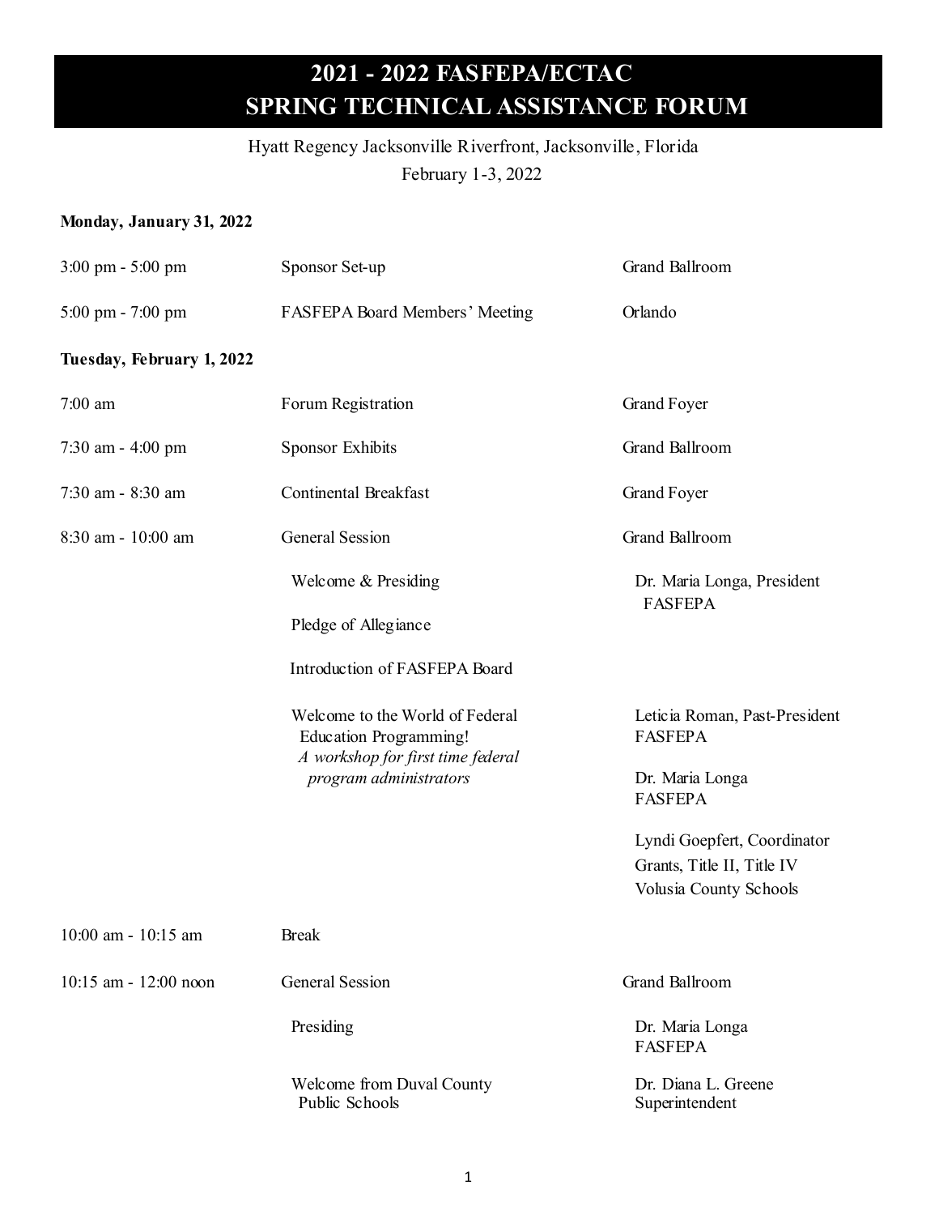# 2021 - 2022 FASFEPA/ECTAC SPRING TECHNICAL ASSISTANCE FORUM

Hyatt Regency Jacksonville Riverfront, Jacksonville, Florida

February 1-3, 2022

**Monday, January 31, 2022**

| | | |
|---|---|---|
| 3:00 pm - 5:00 pm | Sponsor Set-up | Grand Ballroom |
| 5:00 pm - 7:00 pm | FASFEPA Board Members' Meeting | Orlando |

**Tuesday, February 1, 2022**

| | | |
|---|---|---|
| 7:00 am | Forum Registration | Grand Foyer |
| 7:30 am - 4:00 pm | Sponsor Exhibits | Grand Ballroom |
| 7:30 am - 8:30 am | Continental Breakfast | Grand Foyer |
| 8:30 am - 10:00 am | General Session | Grand Ballroom |
| | Welcome & Presiding | Dr. Maria Longa, President FASFEPA |
| | Pledge of Allegiance | |
| | Introduction of FASFEPA Board | |
| | Welcome to the World of Federal Education Programming! *A workshop for first time federal program administrators* | Leticia Roman, Past-President FASFEPA<br>Dr. Maria Longa FASFEPA<br>Lyndi Goepfert, Coordinator Grants, Title II, Title IV Volusia County Schools |
| 10:00 am - 10:15 am | Break | |
| 10:15 am - 12:00 noon | General Session | Grand Ballroom |
| | Presiding | Dr. Maria Longa FASFEPA |
| | Welcome from Duval County Public Schools | Dr. Diana L. Greene Superintendent |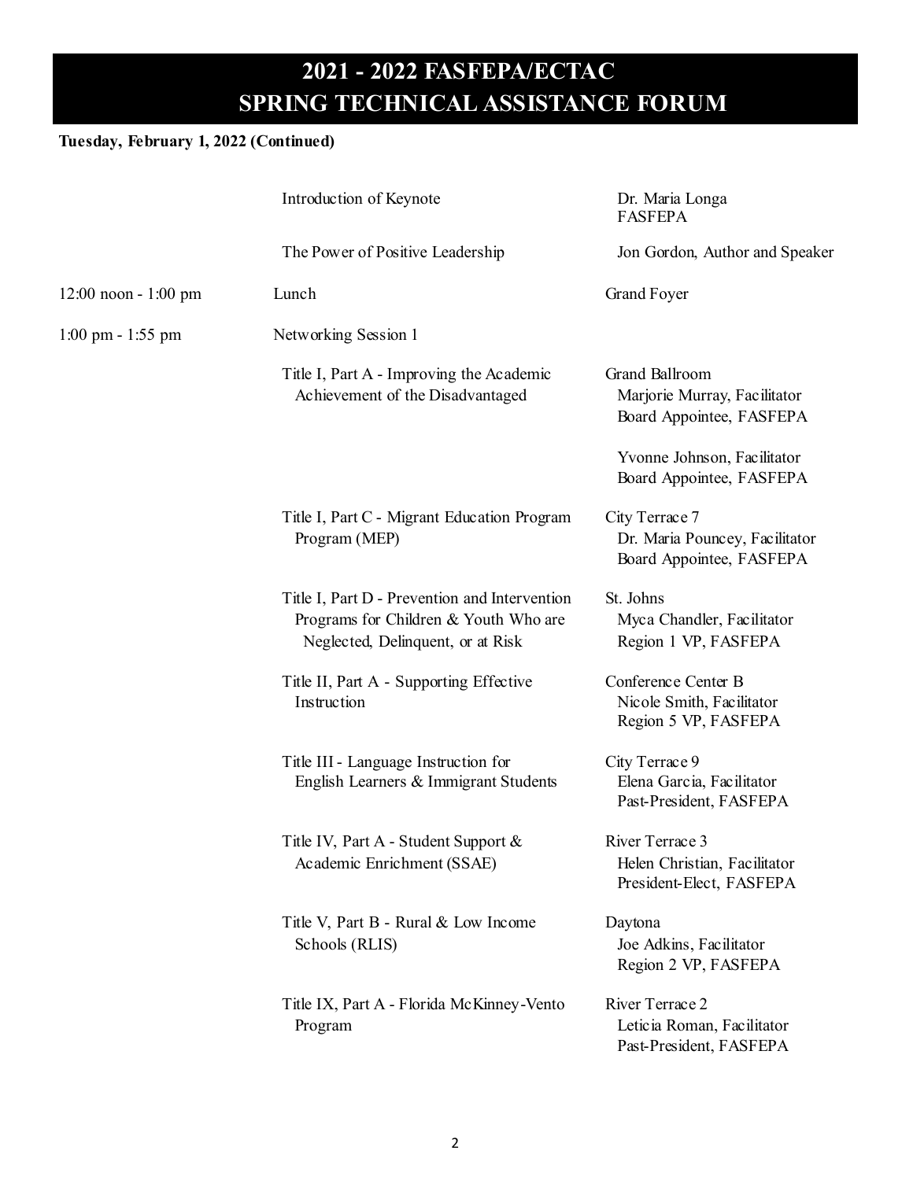# 2021 - 2022 FASFEPA/ECTAC SPRING TECHNICAL ASSISTANCE FORUM

**Tuesday, February 1, 2022 (Continued)**

| Time | Session | Location / Presenter |
|---|---|---|
| | Introduction of Keynote | Dr. Maria Longa<br>FASFEPA |
| | The Power of Positive Leadership | Jon Gordon, Author and Speaker |
| 12:00 noon - 1:00 pm | Lunch | Grand Foyer |
| 1:00 pm - 1:55 pm | Networking Session 1 | |
| | Title I, Part A - Improving the Academic Achievement of the Disadvantaged | Grand Ballroom<br>Marjorie Murray, Facilitator<br>Board Appointee, FASFEPA<br><br>Yvonne Johnson, Facilitator<br>Board Appointee, FASFEPA |
| | Title I, Part C - Migrant Education Program Program (MEP) | City Terrace 7<br>Dr. Maria Pouncey, Facilitator<br>Board Appointee, FASFEPA |
| | Title I, Part D - Prevention and Intervention Programs for Children & Youth Who are Neglected, Delinquent, or at Risk | St. Johns<br>Myca Chandler, Facilitator<br>Region 1 VP, FASFEPA |
| | Title II, Part A - Supporting Effective Instruction | Conference Center B<br>Nicole Smith, Facilitator<br>Region 5 VP, FASFEPA |
| | Title III - Language Instruction for English Learners & Immigrant Students | City Terrace 9<br>Elena Garcia, Facilitator<br>Past-President, FASFEPA |
| | Title IV, Part A - Student Support & Academic Enrichment (SSAE) | River Terrace 3<br>Helen Christian, Facilitator<br>President-Elect, FASFEPA |
| | Title V, Part B - Rural & Low Income Schools (RLIS) | Daytona<br>Joe Adkins, Facilitator<br>Region 2 VP, FASFEPA |
| | Title IX, Part A - Florida McKinney-Vento Program | River Terrace 2<br>Leticia Roman, Facilitator<br>Past-President, FASFEPA |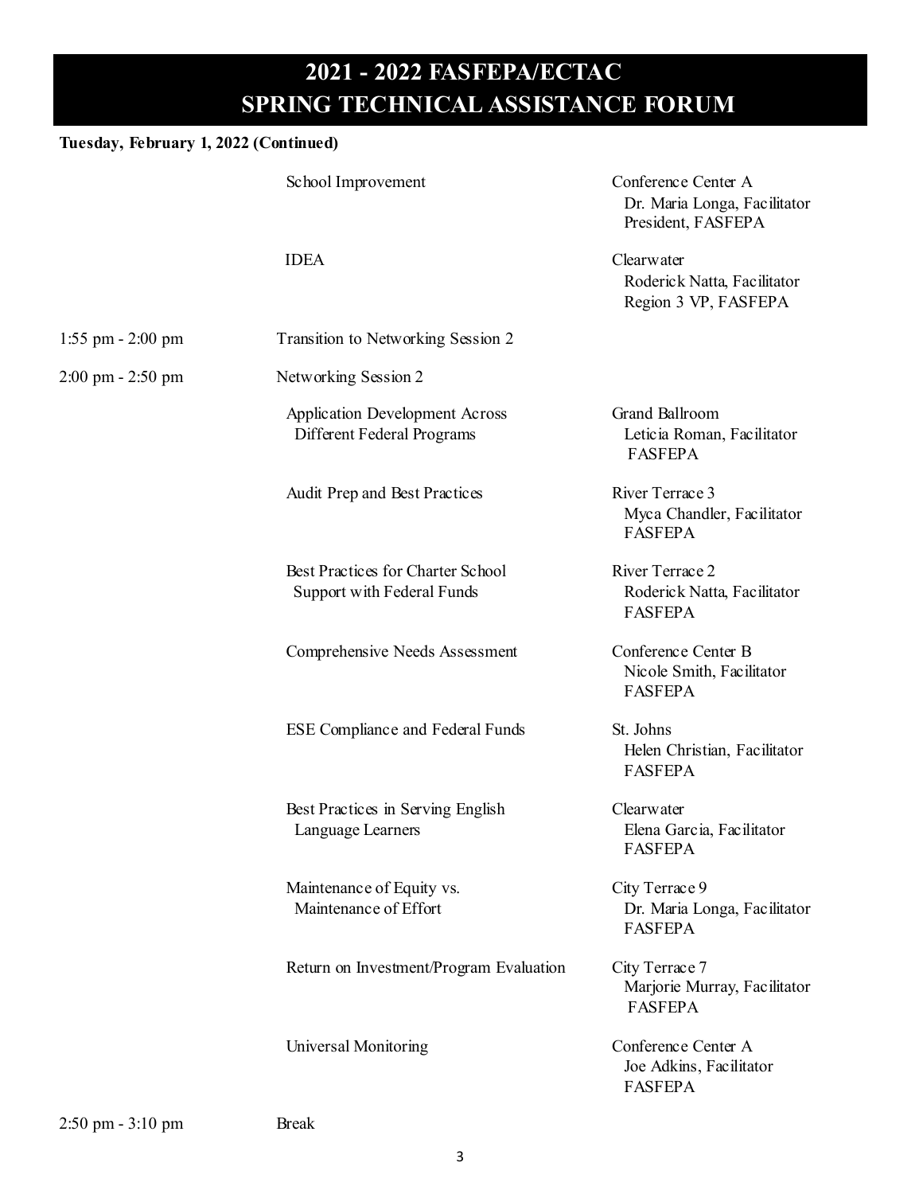# 2021 - 2022 FASFEPA/ECTAC SPRING TECHNICAL ASSISTANCE FORUM

**Tuesday, February 1, 2022 (Continued)**

| Time | Session | Location / Facilitator |
|---|---|---|
| | School Improvement | Conference Center A<br>Dr. Maria Longa, Facilitator<br>President, FASFEPA |
| | IDEA | Clearwater<br>Roderick Natta, Facilitator<br>Region 3 VP, FASFEPA |
| 1:55 pm - 2:00 pm | Transition to Networking Session 2 | |
| 2:00 pm - 2:50 pm | Networking Session 2 | |
| | Application Development Across Different Federal Programs | Grand Ballroom<br>Leticia Roman, Facilitator<br>FASFEPA |
| | Audit Prep and Best Practices | River Terrace 3<br>Myca Chandler, Facilitator<br>FASFEPA |
| | Best Practices for Charter School Support with Federal Funds | River Terrace 2<br>Roderick Natta, Facilitator<br>FASFEPA |
| | Comprehensive Needs Assessment | Conference Center B<br>Nicole Smith, Facilitator<br>FASFEPA |
| | ESE Compliance and Federal Funds | St. Johns<br>Helen Christian, Facilitator<br>FASFEPA |
| | Best Practices in Serving English Language Learners | Clearwater<br>Elena Garcia, Facilitator<br>FASFEPA |
| | Maintenance of Equity vs. Maintenance of Effort | City Terrace 9<br>Dr. Maria Longa, Facilitator<br>FASFEPA |
| | Return on Investment/Program Evaluation | City Terrace 7<br>Marjorie Murray, Facilitator<br>FASFEPA |
| | Universal Monitoring | Conference Center A<br>Joe Adkins, Facilitator<br>FASFEPA |
| 2:50 pm - 3:10 pm | Break | |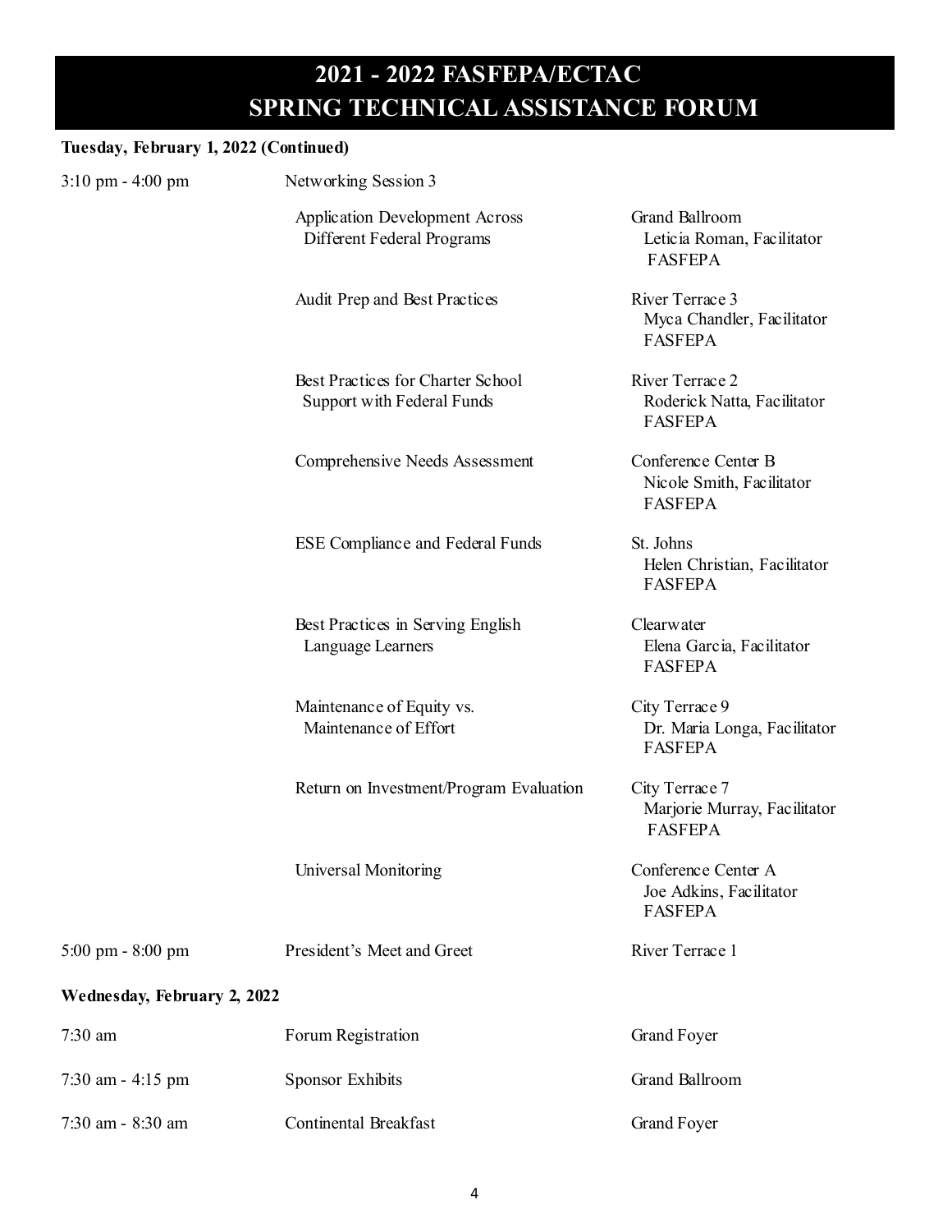# 2021 - 2022 FASFEPA/ECTAC
# SPRING TECHNICAL ASSISTANCE FORUM

**Tuesday, February 1, 2022 (Continued)**

| Time | Event | Location |
|---|---|---|
| 3:10 pm - 4:00 pm | Networking Session 3 | |
| | Application Development Across Different Federal Programs | Grand Ballroom<br>Leticia Roman, Facilitator<br>FASFEPA |
| | Audit Prep and Best Practices | River Terrace 3<br>Myca Chandler, Facilitator<br>FASFEPA |
| | Best Practices for Charter School Support with Federal Funds | River Terrace 2<br>Roderick Natta, Facilitator<br>FASFEPA |
| | Comprehensive Needs Assessment | Conference Center B<br>Nicole Smith, Facilitator<br>FASFEPA |
| | ESE Compliance and Federal Funds | St. Johns<br>Helen Christian, Facilitator<br>FASFEPA |
| | Best Practices in Serving English Language Learners | Clearwater<br>Elena Garcia, Facilitator<br>FASFEPA |
| | Maintenance of Equity vs. Maintenance of Effort | City Terrace 9<br>Dr. Maria Longa, Facilitator<br>FASFEPA |
| | Return on Investment/Program Evaluation | City Terrace 7<br>Marjorie Murray, Facilitator<br>FASFEPA |
| | Universal Monitoring | Conference Center A<br>Joe Adkins, Facilitator<br>FASFEPA |
| 5:00 pm - 8:00 pm | President's Meet and Greet | River Terrace 1 |

**Wednesday, February 2, 2022**

| Time | Event | Location |
|---|---|---|
| 7:30 am | Forum Registration | Grand Foyer |
| 7:30 am - 4:15 pm | Sponsor Exhibits | Grand Ballroom |
| 7:30 am - 8:30 am | Continental Breakfast | Grand Foyer |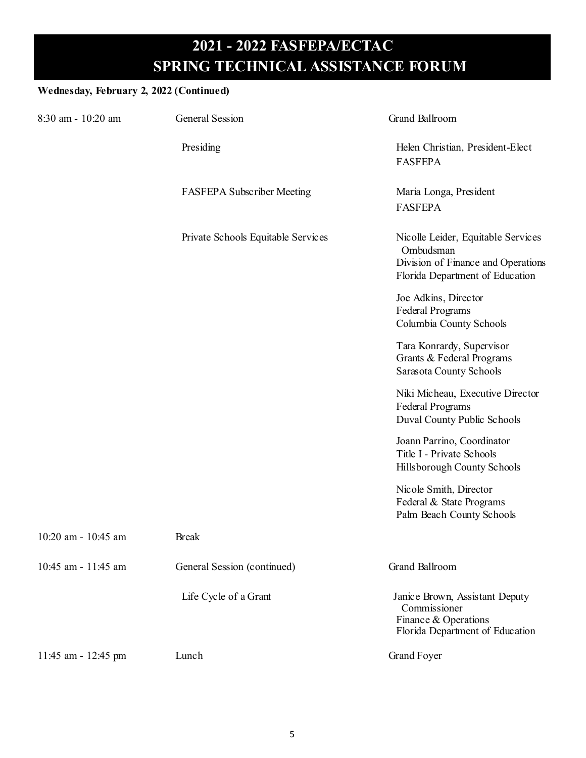# 2021 - 2022 FASFEPA/ECTAC SPRING TECHNICAL ASSISTANCE FORUM

**Wednesday, February 2, 2022 (Continued)**

| Time | Session | Location / Presenter |
|---|---|---|
| 8:30 am - 10:20 am | General Session | Grand Ballroom |
| | Presiding | Helen Christian, President-Elect<br>FASFEPA |
| | FASFEPA Subscriber Meeting | Maria Longa, President<br>FASFEPA |
| | Private Schools Equitable Services | Nicolle Leider, Equitable Services Ombudsman<br>Division of Finance and Operations<br>Florida Department of Education |
| | | Joe Adkins, Director<br>Federal Programs<br>Columbia County Schools |
| | | Tara Konrardy, Supervisor<br>Grants & Federal Programs<br>Sarasota County Schools |
| | | Niki Micheau, Executive Director<br>Federal Programs<br>Duval County Public Schools |
| | | Joann Parrino, Coordinator<br>Title I - Private Schools<br>Hillsborough County Schools |
| | | Nicole Smith, Director<br>Federal & State Programs<br>Palm Beach County Schools |
| 10:20 am - 10:45 am | Break | |
| 10:45 am - 11:45 am | General Session (continued) | Grand Ballroom |
| | Life Cycle of a Grant | Janice Brown, Assistant Deputy Commissioner<br>Finance & Operations<br>Florida Department of Education |
| 11:45 am - 12:45 pm | Lunch | Grand Foyer |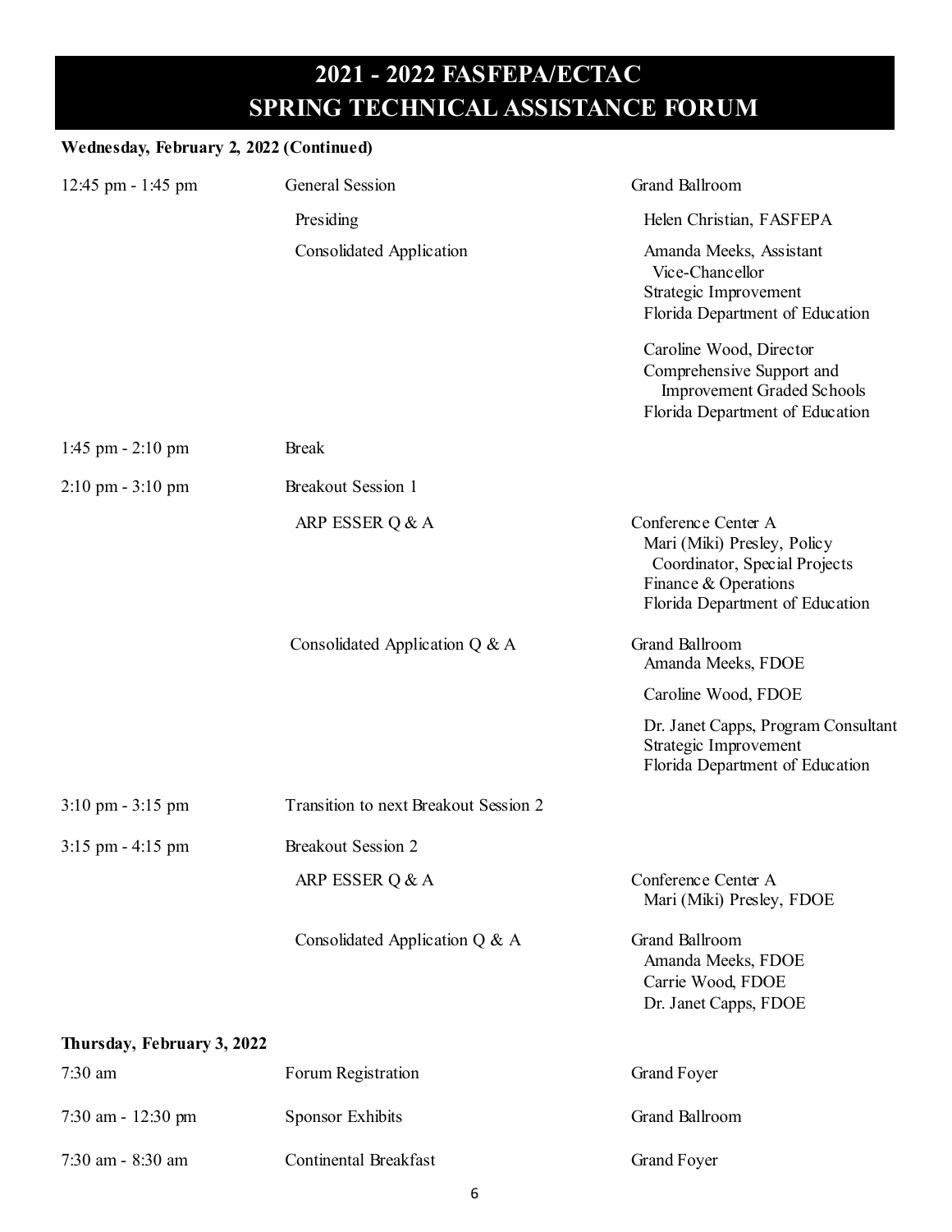# 2021 - 2022 FASFEPA/ECTAC SPRING TECHNICAL ASSISTANCE FORUM

**Wednesday, February 2, 2022 (Continued)**

| Time | Event | Location / Presenter |
|---|---|---|
| 12:45 pm - 1:45 pm | General Session | Grand Ballroom |
| | Presiding | Helen Christian, FASFEPA |
| | Consolidated Application | Amanda Meeks, Assistant Vice-Chancellor<br>Strategic Improvement<br>Florida Department of Education<br><br>Caroline Wood, Director<br>Comprehensive Support and Improvement Graded Schools<br>Florida Department of Education |
| 1:45 pm - 2:10 pm | Break | |
| 2:10 pm - 3:10 pm | Breakout Session 1 | |
| | ARP ESSER Q & A | Conference Center A<br>Mari (Miki) Presley, Policy Coordinator, Special Projects<br>Finance & Operations<br>Florida Department of Education |
| | Consolidated Application Q & A | Grand Ballroom<br>Amanda Meeks, FDOE<br><br>Caroline Wood, FDOE<br><br>Dr. Janet Capps, Program Consultant<br>Strategic Improvement<br>Florida Department of Education |
| 3:10 pm - 3:15 pm | Transition to next Breakout Session 2 | |
| 3:15 pm - 4:15 pm | Breakout Session 2 | |
| | ARP ESSER Q & A | Conference Center A<br>Mari (Miki) Presley, FDOE |
| | Consolidated Application Q & A | Grand Ballroom<br>Amanda Meeks, FDOE<br>Carrie Wood, FDOE<br>Dr. Janet Capps, FDOE |

**Thursday, February 3, 2022**

| Time | Event | Location |
|---|---|---|
| 7:30 am | Forum Registration | Grand Foyer |
| 7:30 am - 12:30 pm | Sponsor Exhibits | Grand Ballroom |
| 7:30 am - 8:30 am | Continental Breakfast | Grand Foyer |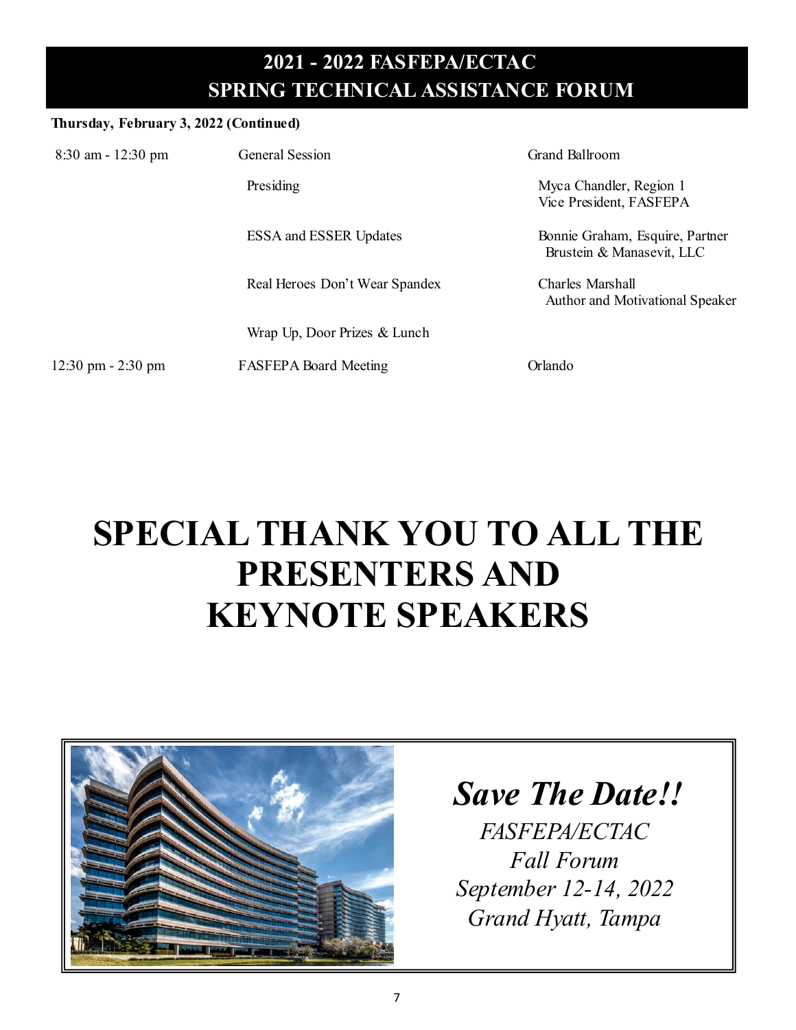## 2021 - 2022 FASFEPA/ECTAC
## SPRING TECHNICAL ASSISTANCE FORUM

**Thursday, February 3, 2022 (Continued)**

| | | |
|---|---|---|
| 8:30 am - 12:30 pm | General Session | Grand Ballroom |
| | Presiding | Myca Chandler, Region 1 Vice President, FASFEPA |
| | ESSA and ESSER Updates | Bonnie Graham, Esquire, Partner Brustein & Manasevit, LLC |
| | Real Heroes Don't Wear Spandex | Charles Marshall Author and Motivational Speaker |
| | Wrap Up, Door Prizes & Lunch | |
| 12:30 pm - 2:30 pm | FASFEPA Board Meeting | Orlando |

# SPECIAL THANK YOU TO ALL THE PRESENTERS AND KEYNOTE SPEAKERS

***Save The Date!!***

*FASFEPA/ECTAC*
*Fall Forum*
*September 12-14, 2022*
*Grand Hyatt, Tampa*